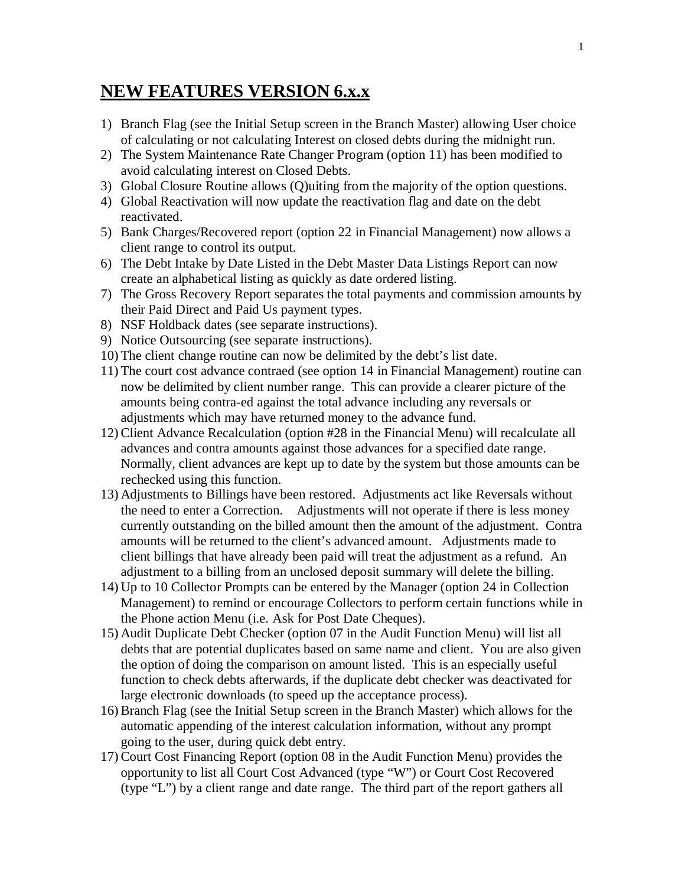## NEW FEATURES VERSION 6.x.x

1) Branch Flag (see the Initial Setup screen in the Branch Master) allowing User choice of calculating or not calculating Interest on closed debts during the midnight run.
2) The System Maintenance Rate Changer Program (option 11) has been modified to avoid calculating interest on Closed Debts.
3) Global Closure Routine allows (Q)uiting from the majority of the option questions.
4) Global Reactivation will now update the reactivation flag and date on the debt reactivated.
5) Bank Charges/Recovered report (option 22 in Financial Management) now allows a client range to control its output.
6) The Debt Intake by Date Listed in the Debt Master Data Listings Report can now create an alphabetical listing as quickly as date ordered listing.
7) The Gross Recovery Report separates the total payments and commission amounts by their Paid Direct and Paid Us payment types.
8) NSF Holdback dates (see separate instructions).
9) Notice Outsourcing (see separate instructions).
10) The client change routine can now be delimited by the debt's list date.
11) The court cost advance contraed (see option 14 in Financial Management) routine can now be delimited by client number range. This can provide a clearer picture of the amounts being contra-ed against the total advance including any reversals or adjustments which may have returned money to the advance fund.
12) Client Advance Recalculation (option #28 in the Financial Menu) will recalculate all advances and contra amounts against those advances for a specified date range. Normally, client advances are kept up to date by the system but those amounts can be rechecked using this function.
13) Adjustments to Billings have been restored. Adjustments act like Reversals without the need to enter a Correction. Adjustments will not operate if there is less money currently outstanding on the billed amount then the amount of the adjustment. Contra amounts will be returned to the client's advanced amount. Adjustments made to client billings that have already been paid will treat the adjustment as a refund. An adjustment to a billing from an unclosed deposit summary will delete the billing.
14) Up to 10 Collector Prompts can be entered by the Manager (option 24 in Collection Management) to remind or encourage Collectors to perform certain functions while in the Phone action Menu (i.e. Ask for Post Date Cheques).
15) Audit Duplicate Debt Checker (option 07 in the Audit Function Menu) will list all debts that are potential duplicates based on same name and client. You are also given the option of doing the comparison on amount listed. This is an especially useful function to check debts afterwards, if the duplicate debt checker was deactivated for large electronic downloads (to speed up the acceptance process).
16) Branch Flag (see the Initial Setup screen in the Branch Master) which allows for the automatic appending of the interest calculation information, without any prompt going to the user, during quick debt entry.
17) Court Cost Financing Report (option 08 in the Audit Function Menu) provides the opportunity to list all Court Cost Advanced (type "W") or Court Cost Recovered (type "L") by a client range and date range. The third part of the report gathers all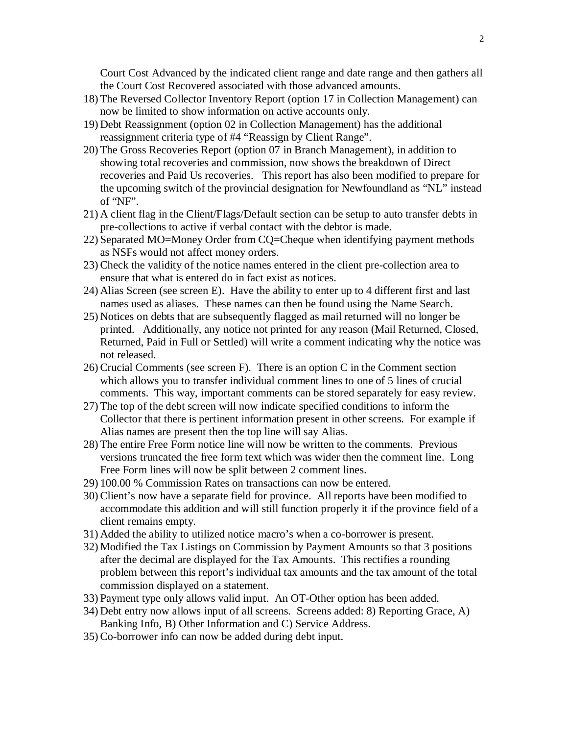Court Cost Advanced by the indicated client range and date range and then gathers all the Court Cost Recovered associated with those advanced amounts.

18) The Reversed Collector Inventory Report (option 17 in Collection Management) can now be limited to show information on active accounts only.
19) Debt Reassignment (option 02 in Collection Management) has the additional reassignment criteria type of #4 "Reassign by Client Range".
20) The Gross Recoveries Report (option 07 in Branch Management), in addition to showing total recoveries and commission, now shows the breakdown of Direct recoveries and Paid Us recoveries. This report has also been modified to prepare for the upcoming switch of the provincial designation for Newfoundland as "NL" instead of "NF".
21) A client flag in the Client/Flags/Default section can be setup to auto transfer debts in pre-collections to active if verbal contact with the debtor is made.
22) Separated MO=Money Order from CQ=Cheque when identifying payment methods as NSFs would not affect money orders.
23) Check the validity of the notice names entered in the client pre-collection area to ensure that what is entered do in fact exist as notices.
24) Alias Screen (see screen E). Have the ability to enter up to 4 different first and last names used as aliases. These names can then be found using the Name Search.
25) Notices on debts that are subsequently flagged as mail returned will no longer be printed. Additionally, any notice not printed for any reason (Mail Returned, Closed, Returned, Paid in Full or Settled) will write a comment indicating why the notice was not released.
26) Crucial Comments (see screen F). There is an option C in the Comment section which allows you to transfer individual comment lines to one of 5 lines of crucial comments. This way, important comments can be stored separately for easy review.
27) The top of the debt screen will now indicate specified conditions to inform the Collector that there is pertinent information present in other screens. For example if Alias names are present then the top line will say Alias.
28) The entire Free Form notice line will now be written to the comments. Previous versions truncated the free form text which was wider then the comment line. Long Free Form lines will now be split between 2 comment lines.
29) 100.00 % Commission Rates on transactions can now be entered.
30) Client's now have a separate field for province. All reports have been modified to accommodate this addition and will still function properly it if the province field of a client remains empty.
31) Added the ability to utilized notice macro's when a co-borrower is present.
32) Modified the Tax Listings on Commission by Payment Amounts so that 3 positions after the decimal are displayed for the Tax Amounts. This rectifies a rounding problem between this report's individual tax amounts and the tax amount of the total commission displayed on a statement.
33) Payment type only allows valid input. An OT-Other option has been added.
34) Debt entry now allows input of all screens. Screens added: 8) Reporting Grace, A) Banking Info, B) Other Information and C) Service Address.
35) Co-borrower info can now be added during debt input.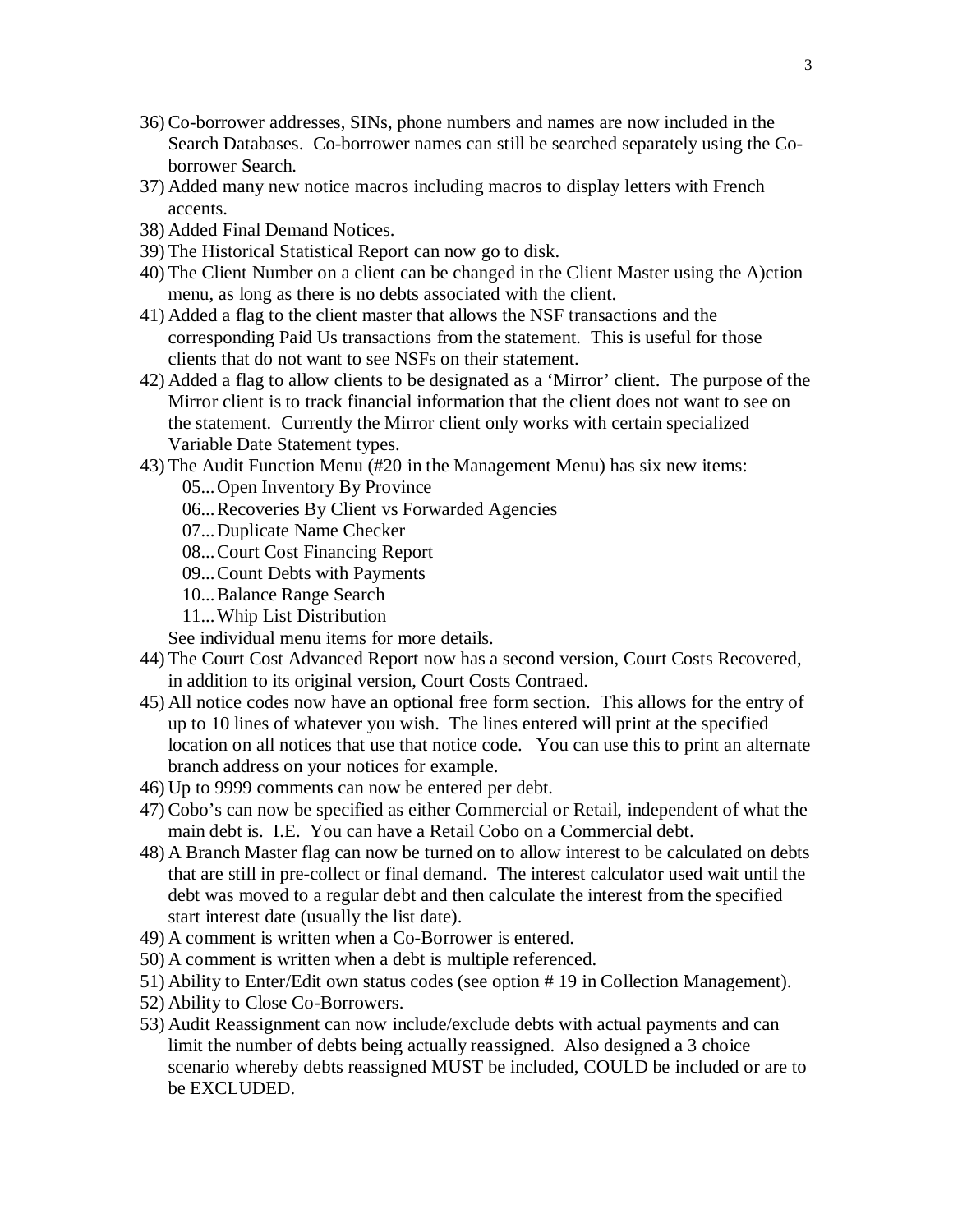36) Co-borrower addresses, SINs, phone numbers and names are now included in the Search Databases. Co-borrower names can still be searched separately using the Co-borrower Search.
37) Added many new notice macros including macros to display letters with French accents.
38) Added Final Demand Notices.
39) The Historical Statistical Report can now go to disk.
40) The Client Number on a client can be changed in the Client Master using the A)ction menu, as long as there is no debts associated with the client.
41) Added a flag to the client master that allows the NSF transactions and the corresponding Paid Us transactions from the statement. This is useful for those clients that do not want to see NSFs on their statement.
42) Added a flag to allow clients to be designated as a 'Mirror' client. The purpose of the Mirror client is to track financial information that the client does not want to see on the statement. Currently the Mirror client only works with certain specialized Variable Date Statement types.
43) The Audit Function Menu (#20 in the Management Menu) has six new items:
    - 05...Open Inventory By Province
    - 06...Recoveries By Client vs Forwarded Agencies
    - 07...Duplicate Name Checker
    - 08...Court Cost Financing Report
    - 09...Count Debts with Payments
    - 10...Balance Range Search
    - 11...Whip List Distribution

    See individual menu items for more details.
44) The Court Cost Advanced Report now has a second version, Court Costs Recovered, in addition to its original version, Court Costs Contraed.
45) All notice codes now have an optional free form section. This allows for the entry of up to 10 lines of whatever you wish. The lines entered will print at the specified location on all notices that use that notice code. You can use this to print an alternate branch address on your notices for example.
46) Up to 9999 comments can now be entered per debt.
47) Cobo's can now be specified as either Commercial or Retail, independent of what the main debt is. I.E. You can have a Retail Cobo on a Commercial debt.
48) A Branch Master flag can now be turned on to allow interest to be calculated on debts that are still in pre-collect or final demand. The interest calculator used wait until the debt was moved to a regular debt and then calculate the interest from the specified start interest date (usually the list date).
49) A comment is written when a Co-Borrower is entered.
50) A comment is written when a debt is multiple referenced.
51) Ability to Enter/Edit own status codes (see option # 19 in Collection Management).
52) Ability to Close Co-Borrowers.
53) Audit Reassignment can now include/exclude debts with actual payments and can limit the number of debts being actually reassigned. Also designed a 3 choice scenario whereby debts reassigned MUST be included, COULD be included or are to be EXCLUDED.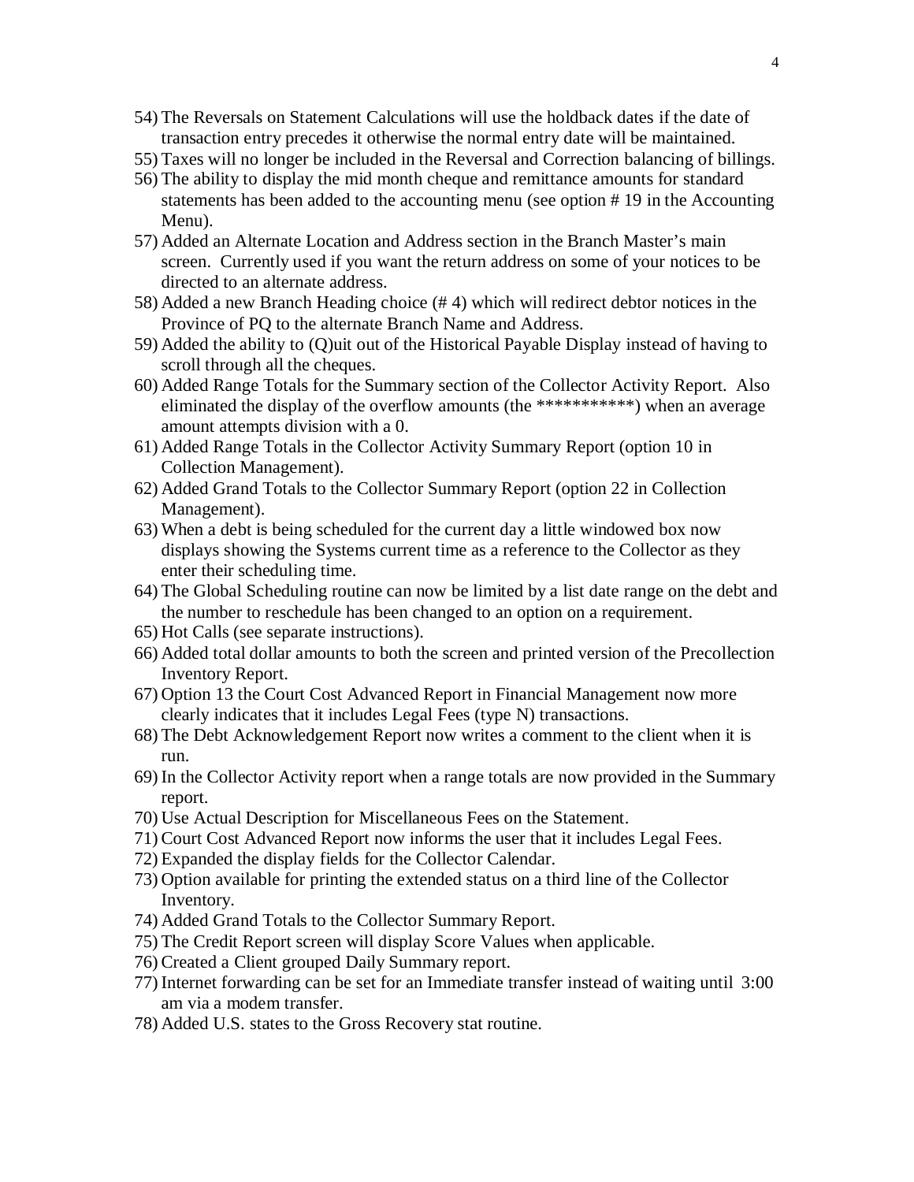54) The Reversals on Statement Calculations will use the holdback dates if the date of transaction entry precedes it otherwise the normal entry date will be maintained.
55) Taxes will no longer be included in the Reversal and Correction balancing of billings.
56) The ability to display the mid month cheque and remittance amounts for standard statements has been added to the accounting menu (see option # 19 in the Accounting Menu).
57) Added an Alternate Location and Address section in the Branch Master's main screen. Currently used if you want the return address on some of your notices to be directed to an alternate address.
58) Added a new Branch Heading choice (# 4) which will redirect debtor notices in the Province of PQ to the alternate Branch Name and Address.
59) Added the ability to (Q)uit out of the Historical Payable Display instead of having to scroll through all the cheques.
60) Added Range Totals for the Summary section of the Collector Activity Report. Also eliminated the display of the overflow amounts (the ***********) when an average amount attempts division with a 0.
61) Added Range Totals in the Collector Activity Summary Report (option 10 in Collection Management).
62) Added Grand Totals to the Collector Summary Report (option 22 in Collection Management).
63) When a debt is being scheduled for the current day a little windowed box now displays showing the Systems current time as a reference to the Collector as they enter their scheduling time.
64) The Global Scheduling routine can now be limited by a list date range on the debt and the number to reschedule has been changed to an option on a requirement.
65) Hot Calls (see separate instructions).
66) Added total dollar amounts to both the screen and printed version of the Precollection Inventory Report.
67) Option 13 the Court Cost Advanced Report in Financial Management now more clearly indicates that it includes Legal Fees (type N) transactions.
68) The Debt Acknowledgement Report now writes a comment to the client when it is run.
69) In the Collector Activity report when a range totals are now provided in the Summary report.
70) Use Actual Description for Miscellaneous Fees on the Statement.
71) Court Cost Advanced Report now informs the user that it includes Legal Fees.
72) Expanded the display fields for the Collector Calendar.
73) Option available for printing the extended status on a third line of the Collector Inventory.
74) Added Grand Totals to the Collector Summary Report.
75) The Credit Report screen will display Score Values when applicable.
76) Created a Client grouped Daily Summary report.
77) Internet forwarding can be set for an Immediate transfer instead of waiting until 3:00 am via a modem transfer.
78) Added U.S. states to the Gross Recovery stat routine.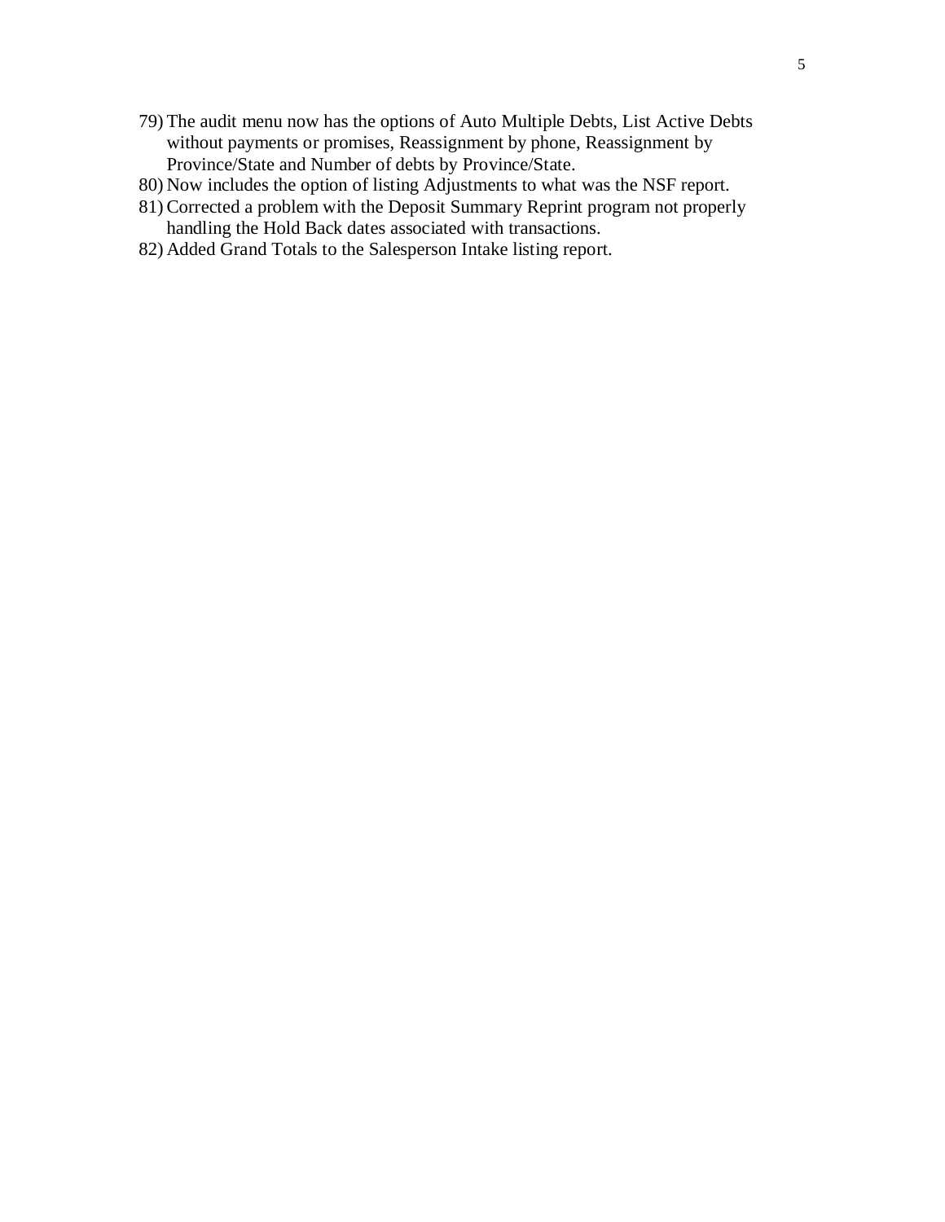79) The audit menu now has the options of Auto Multiple Debts, List Active Debts without payments or promises, Reassignment by phone, Reassignment by Province/State and Number of debts by Province/State.
80) Now includes the option of listing Adjustments to what was the NSF report.
81) Corrected a problem with the Deposit Summary Reprint program not properly handling the Hold Back dates associated with transactions.
82) Added Grand Totals to the Salesperson Intake listing report.